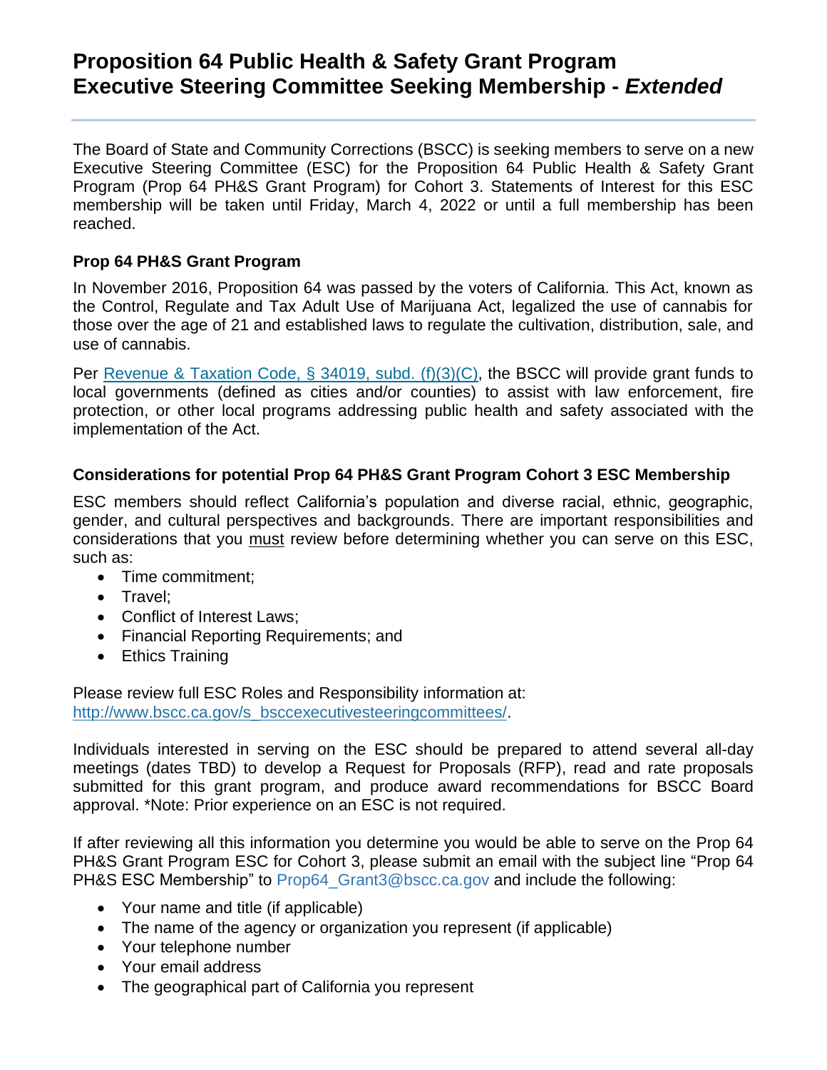# Proposition 64 Public Health & Safety Grant Program Executive Steering Committee Seeking Membership - *Extended*

The Board of State and Community Corrections (BSCC) is seeking members to serve on a new Executive Steering Committee (ESC) for the Proposition 64 Public Health & Safety Grant Program (Prop 64 PH&S Grant Program) for Cohort 3. Statements of Interest for this ESC membership will be taken until Friday, March 4, 2022 or until a full membership has been reached.

### Prop 64 PH&S Grant Program

In November 2016, Proposition 64 was passed by the voters of California. This Act, known as the Control, Regulate and Tax Adult Use of Marijuana Act, legalized the use of cannabis for those over the age of 21 and established laws to regulate the cultivation, distribution, sale, and use of cannabis.

Per Revenue & Taxation Code, § 34019, subd. (f)(3)(C), the BSCC will provide grant funds to local governments (defined as cities and/or counties) to assist with law enforcement, fire protection, or other local programs addressing public health and safety associated with the implementation of the Act.

### Considerations for potential Prop 64 PH&S Grant Program Cohort 3 ESC Membership

ESC members should reflect California's population and diverse racial, ethnic, geographic, gender, and cultural perspectives and backgrounds. There are important responsibilities and considerations that you must review before determining whether you can serve on this ESC, such as:

- Time commitment;
- Travel;
- Conflict of Interest Laws;
- Financial Reporting Requirements; and
- Ethics Training

Please review full ESC Roles and Responsibility information at: http://www.bscc.ca.gov/s_bsccexecutivesteeringcommittees/.

Individuals interested in serving on the ESC should be prepared to attend several all-day meetings (dates TBD) to develop a Request for Proposals (RFP), read and rate proposals submitted for this grant program, and produce award recommendations for BSCC Board approval. *Note: Prior experience on an ESC is not required.

If after reviewing all this information you determine you would be able to serve on the Prop 64 PH&S Grant Program ESC for Cohort 3, please submit an email with the subject line "Prop 64 PH&S ESC Membership" to Prop64_Grant3@bscc.ca.gov and include the following:

- Your name and title (if applicable)
- The name of the agency or organization you represent (if applicable)
- Your telephone number
- Your email address
- The geographical part of California you represent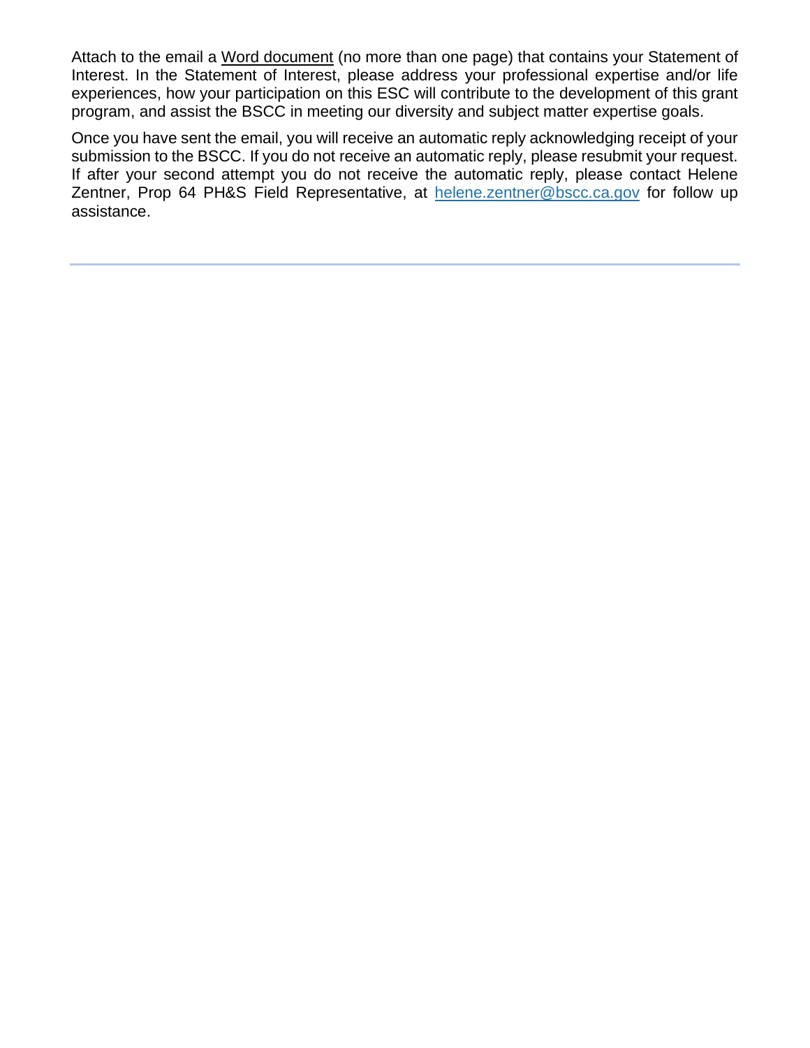Attach to the email a Word document (no more than one page) that contains your Statement of Interest. In the Statement of Interest, please address your professional expertise and/or life experiences, how your participation on this ESC will contribute to the development of this grant program, and assist the BSCC in meeting our diversity and subject matter expertise goals.

Once you have sent the email, you will receive an automatic reply acknowledging receipt of your submission to the BSCC. If you do not receive an automatic reply, please resubmit your request. If after your second attempt you do not receive the automatic reply, please contact Helene Zentner, Prop 64 PH&S Field Representative, at helene.zentner@bscc.ca.gov for follow up assistance.

---